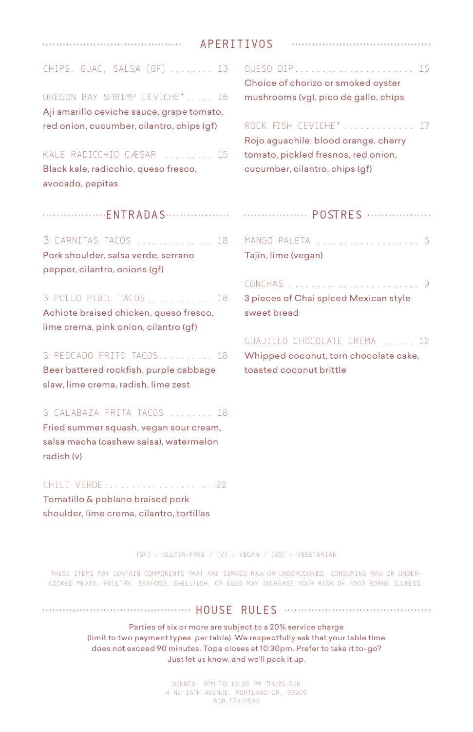## APERITIVOS

**CHIPS, GUAC, SALSA (GF) ........ 13**

**OREGON BAY SHRIMP CEVICHE* ..... 16**
Aji amarillo ceviche sauce, grape tomato, red onion, cucumber, cilantro, chips (gf)

**KALE RADICCHIO CÆSAR ......... 15**
Black kale, radicchio, queso fresco, avocado, pepitas

**QUESO DIP ...................... 16**
Choice of chorizo or smoked oyster mushrooms (vg), pico de gallo, chips

**ROCK FISH CEVICHE* ............. 17**
Rojo aguachile, blood orange, cherry tomato, pickled fresnos, red onion, cucumber, cilantro, chips (gf)

## ENTRADAS

**3 CARNITAS TACOS .............. 18**
Pork shoulder, salsa verde, serrano pepper, cilantro, onions (gf)

**3 POLLO PIBIL TACOS ............ 18**
Achiote braised chicken, queso fresco, lime crema, pink onion, cilantro (gf)

**3 PESCADO FRITO TACOS .......... 18**
Beer battered rockfish, purple cabbage slaw, lime crema, radish, lime zest

**3 CALABAZA FRITA TACOS ........ 18**
Fried summer squash, vegan sour cream, salsa macha (cashew salsa), watermelon radish (v)

**CHILI VERDE .................... 22**
Tomatillo & poblano braised pork shoulder, lime crema, cilantro, tortillas

## POSTRES

**MANGO PALETA ................... 6**
Tajin, lime (vegan)

**CONCHAS ........................ 9**
3 pieces of Chai spiced Mexican style sweet bread

**GUAJILLO CHOCOLATE CREMA ...... 12**
Whipped coconut, torn chocolate cake, toasted coconut brittle

(GF) = GLUTEN-FREE / (V) = VEGAN / (VG) = VEGETARIAN

THESE ITEMS MAY CONTAIN COMPONENTS THAT ARE SERVED RAW OR UNDERCOOKED. CONSUMING RAW OR UNDER-COOKED MEATS, POULTRY, SEAFOOD, SHELLFISH, OR EGGS MAY INCREASE YOUR RISK OF FOOD BORNE ILLNESS.

## HOUSE RULES

Parties of six or more are subject to a 20% service charge (limit to two payment types per table). We respectfully ask that your table time does not exceed 90 minutes. Tope closes at 10:30pm. Prefer to take it to-go? Just let us know, and we'll pack it up.

DINNER: 4PM TO 10:30 PM THURS-SUN
4 NW 15TH AVENUE, PORTLAND OR, 97209
508.770.0500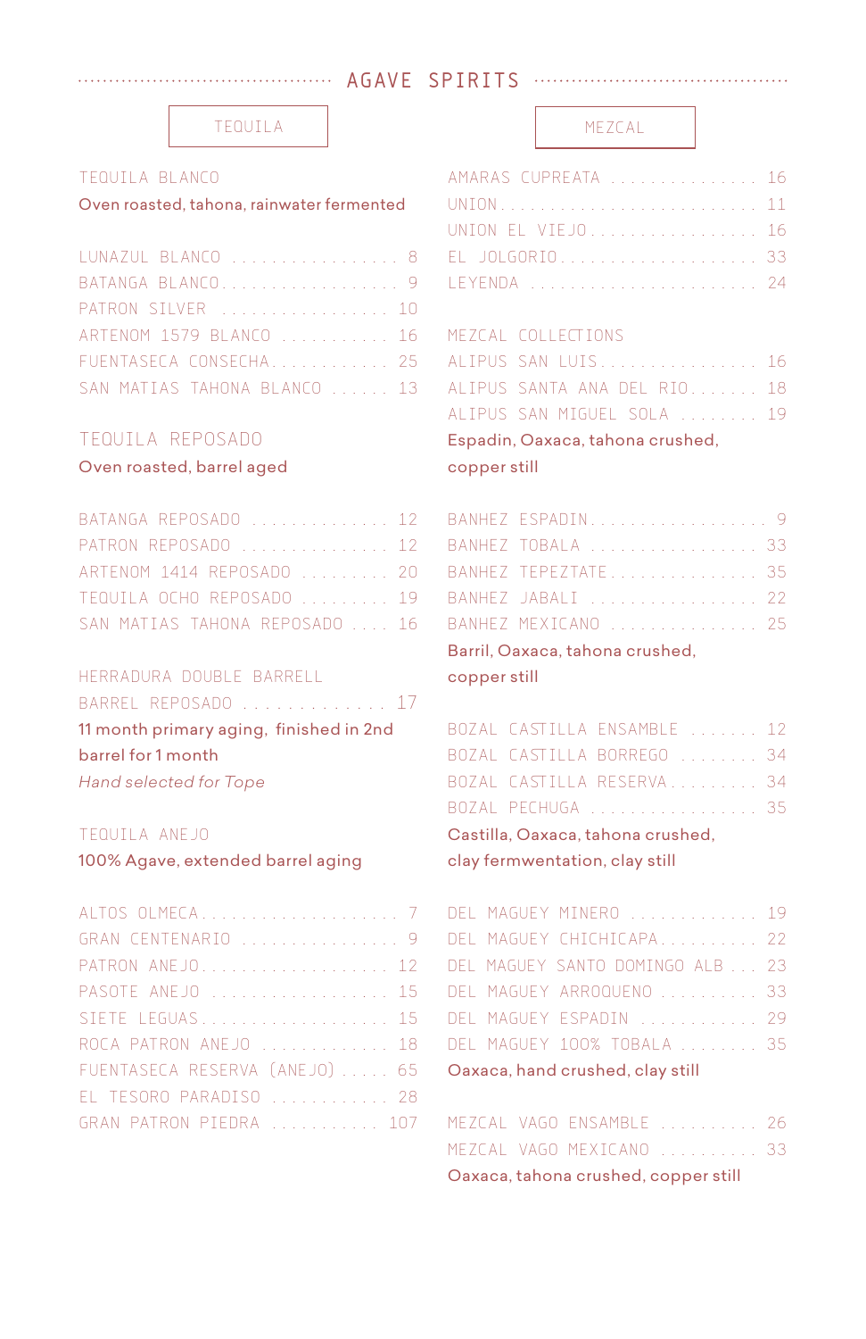# AGAVE SPIRITS

## TEQUILA

### TEQUILA BLANCO

Oven roasted, tahona, rainwater fermented

- LUNAZUL BLANCO ... 8
- BATANGA BLANCO ... 9
- PATRON SILVER ... 10
- ARTENOM 1579 BLANCO ... 16
- FUENTASECA CONSECHA ... 25
- SAN MATIAS TAHONA BLANCO ... 13

### TEQUILA REPOSADO

Oven roasted, barrel aged

- BATANGA REPOSADO ... 12
- PATRON REPOSADO ... 12
- ARTENOM 1414 REPOSADO ... 20
- TEQUILA OCHO REPOSADO ... 19
- SAN MATIAS TAHONA REPOSADO ... 16

HERRADURA DOUBLE BARRELL
BARREL REPOSADO ... 17

11 month primary aging, finished in 2nd barrel for 1 month

*Hand selected for Tope*

### TEQUILA ANEJO

100% Agave, extended barrel aging

- ALTOS OLMECA ... 7
- GRAN CENTENARIO ... 9
- PATRON ANEJO ... 12
- PASOTE ANEJO ... 15
- SIETE LEGUAS ... 15
- ROCA PATRON ANEJO ... 18
- FUENTASECA RESERVA (ANEJO) ... 65
- EL TESORO PARADISO ... 28
- GRAN PATRON PIEDRA ... 107

## MEZCAL

- AMARAS CUPREATA ... 16
- UNION ... 11
- UNION EL VIEJO ... 16
- EL JOLGORIO ... 33
- LEYENDA ... 24

### MEZCAL COLLECTIONS

- ALIPUS SAN LUIS ... 16
- ALIPUS SANTA ANA DEL RIO ... 18
- ALIPUS SAN MIGUEL SOLA ... 19

Espadin, Oaxaca, tahona crushed, copper still

- BANHEZ ESPADIN ... 9
- BANHEZ TOBALA ... 33
- BANHEZ TEPEZTATE ... 35
- BANHEZ JABALI ... 22
- BANHEZ MEXICANO ... 25

Barril, Oaxaca, tahona crushed, copper still

- BOZAL CASTILLA ENSAMBLE ... 12
- BOZAL CASTILLA BORREGO ... 34
- BOZAL CASTILLA RESERVA ... 34
- BOZAL PECHUGA ... 35

Castilla, Oaxaca, tahona crushed, clay fermwentation, clay still

- DEL MAGUEY MINERO ... 19
- DEL MAGUEY CHICHICAPA ... 22
- DEL MAGUEY SANTO DOMINGO ALB ... 23
- DEL MAGUEY ARROQUENO ... 33
- DEL MAGUEY ESPADIN ... 29
- DEL MAGUEY 100% TOBALA ... 35

Oaxaca, hand crushed, clay still

- MEZCAL VAGO ENSAMBLE ... 26
- MEZCAL VAGO MEXICANO ... 33

Oaxaca, tahona crushed, copper still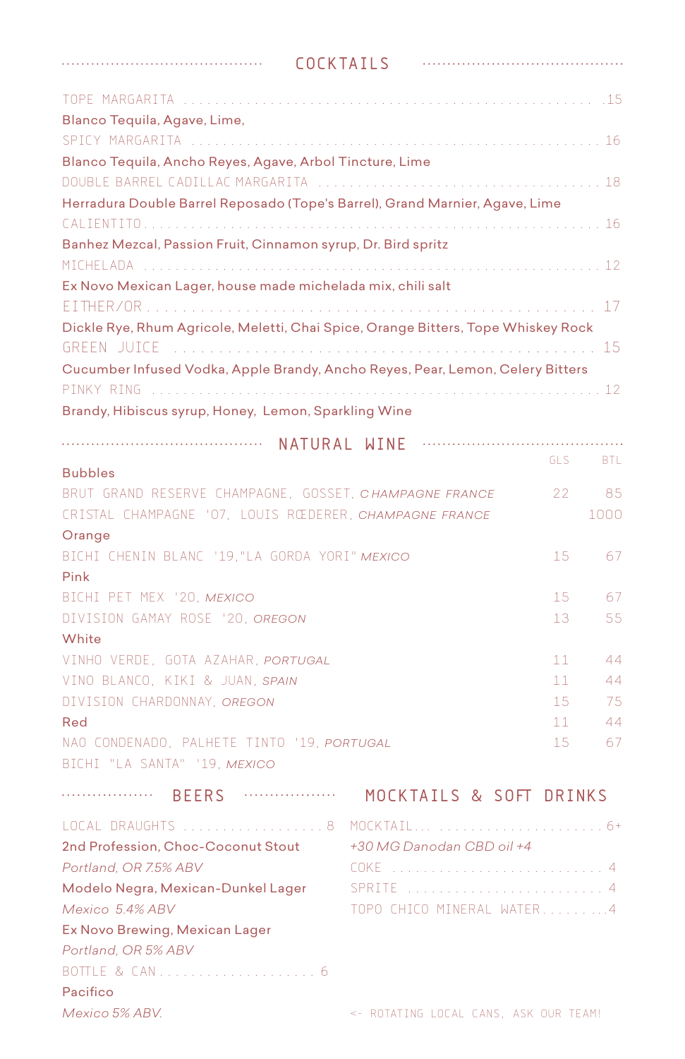## COCKTAILS

**TOPE MARGARITA** .......... 15
Blanco Tequila, Agave, Lime,

**SPICY MARGARITA** .......... 16
Blanco Tequila, Ancho Reyes, Agave, Arbol Tincture, Lime

**DOUBLE BARREL CADILLAC MARGARITA** .......... 18
Herradura Double Barrel Reposado (Tope's Barrel), Grand Marnier, Agave, Lime

**CALIENTITO** .......... 16
Banhez Mezcal, Passion Fruit, Cinnamon syrup, Dr. Bird spritz

**MICHELADA** .......... 12
Ex Novo Mexican Lager, house made michelada mix, chili salt

**EITHER/OR** .......... 17
Dickle Rye, Rhum Agricole, Meletti, Chai Spice, Orange Bitters, Tope Whiskey Rock

**GREEN JUICE** .......... 15
Cucumber Infused Vodka, Apple Brandy, Ancho Reyes, Pear, Lemon, Celery Bitters

**PINKY RING** .......... 12
Brandy, Hibiscus syrup, Honey, Lemon, Sparkling Wine

## NATURAL WINE

| | GLS | BTL |
|---|---|---|
| **Bubbles** | | |
| BRUT GRAND RESERVE CHAMPAGNE, GOSSET, *CHAMPAGNE FRANCE* | 22 | 85 |
| CRISTAL CHAMPAGNE '07, LOUIS RŒDERER, *CHAMPAGNE FRANCE* | | 1000 |
| **Orange** | | |
| BICHI CHENIN BLANC '19,"LA GORDA YORI" *MEXICO* | 15 | 67 |
| **Pink** | | |
| BICHI PET MEX '20, *MEXICO* | 15 | 67 |
| DIVISION GAMAY ROSE '20, *OREGON* | 13 | 55 |
| **White** | | |
| VINHO VERDE, GOTA AZAHAR, *PORTUGAL* | 11 | 44 |
| VINO BLANCO, KIKI & JUAN, *SPAIN* | 11 | 44 |
| DIVISION CHARDONNAY, *OREGON* | 15 | 75 |
| **Red** | 11 | 44 |
| NAO CONDENADO, PALHETE TINTO '19, *PORTUGAL* | 15 | 67 |
| BICHI "LA SANTA" '19, *MEXICO* | | |

## BEERS

**LOCAL DRAUGHTS** .......... 8

2nd Profession, Choc-Coconut Stout
*Portland, OR 7.5% ABV*

Modelo Negra, Mexican-Dunkel Lager
*Mexico 5.4% ABV*

Ex Novo Brewing, Mexican Lager
*Portland, OR 5% ABV*

**BOTTLE & CAN** .......... 6

Pacifico
*Mexico 5% ABV.*

## MOCKTAILS & SOFT DRINKS

**MOCKTAIL** .......... 6+
*+30 MG Danodan CBD oil +4*

**COKE** .......... 4

**SPRITE** .......... 4

**TOPO CHICO MINERAL WATER** .......... 4

<- ROTATING LOCAL CANS, ASK OUR TEAM!